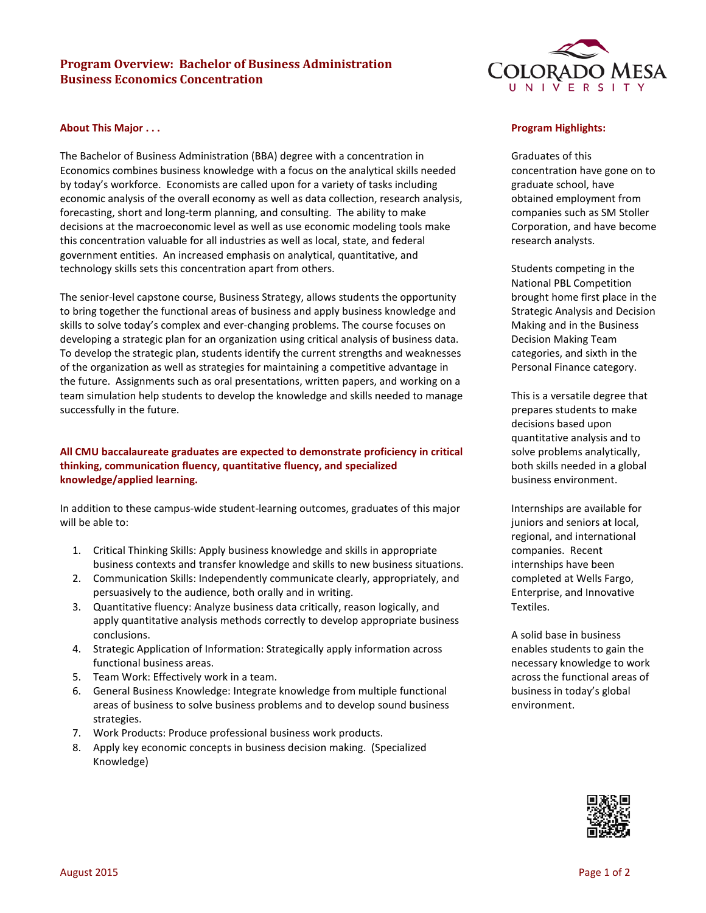# Program Overview: Bachelor of Business Administration
# Business Economics Concentration

## About This Major . . .

The Bachelor of Business Administration (BBA) degree with a concentration in Economics combines business knowledge with a focus on the analytical skills needed by today's workforce. Economists are called upon for a variety of tasks including economic analysis of the overall economy as well as data collection, research analysis, forecasting, short and long-term planning, and consulting. The ability to make decisions at the macroeconomic level as well as use economic modeling tools make this concentration valuable for all industries as well as local, state, and federal government entities. An increased emphasis on analytical, quantitative, and technology skills sets this concentration apart from others.

The senior-level capstone course, Business Strategy, allows students the opportunity to bring together the functional areas of business and apply business knowledge and skills to solve today's complex and ever-changing problems. The course focuses on developing a strategic plan for an organization using critical analysis of business data. To develop the strategic plan, students identify the current strengths and weaknesses of the organization as well as strategies for maintaining a competitive advantage in the future. Assignments such as oral presentations, written papers, and working on a team simulation help students to develop the knowledge and skills needed to manage successfully in the future.

**All CMU baccalaureate graduates are expected to demonstrate proficiency in critical thinking, communication fluency, quantitative fluency, and specialized knowledge/applied learning.**

In addition to these campus-wide student-learning outcomes, graduates of this major will be able to:

1. Critical Thinking Skills: Apply business knowledge and skills in appropriate business contexts and transfer knowledge and skills to new business situations.
2. Communication Skills: Independently communicate clearly, appropriately, and persuasively to the audience, both orally and in writing.
3. Quantitative fluency: Analyze business data critically, reason logically, and apply quantitative analysis methods correctly to develop appropriate business conclusions.
4. Strategic Application of Information: Strategically apply information across functional business areas.
5. Team Work: Effectively work in a team.
6. General Business Knowledge: Integrate knowledge from multiple functional areas of business to solve business problems and to develop sound business strategies.
7. Work Products: Produce professional business work products.
8. Apply key economic concepts in business decision making. (Specialized Knowledge)

## Program Highlights:

Graduates of this concentration have gone on to graduate school, have obtained employment from companies such as SM Stoller Corporation, and have become research analysts.

Students competing in the National PBL Competition brought home first place in the Strategic Analysis and Decision Making and in the Business Decision Making Team categories, and sixth in the Personal Finance category.

This is a versatile degree that prepares students to make decisions based upon quantitative analysis and to solve problems analytically, both skills needed in a global business environment.

Internships are available for juniors and seniors at local, regional, and international companies. Recent internships have been completed at Wells Fargo, Enterprise, and Innovative Textiles.

A solid base in business enables students to gain the necessary knowledge to work across the functional areas of business in today's global environment.

August 2015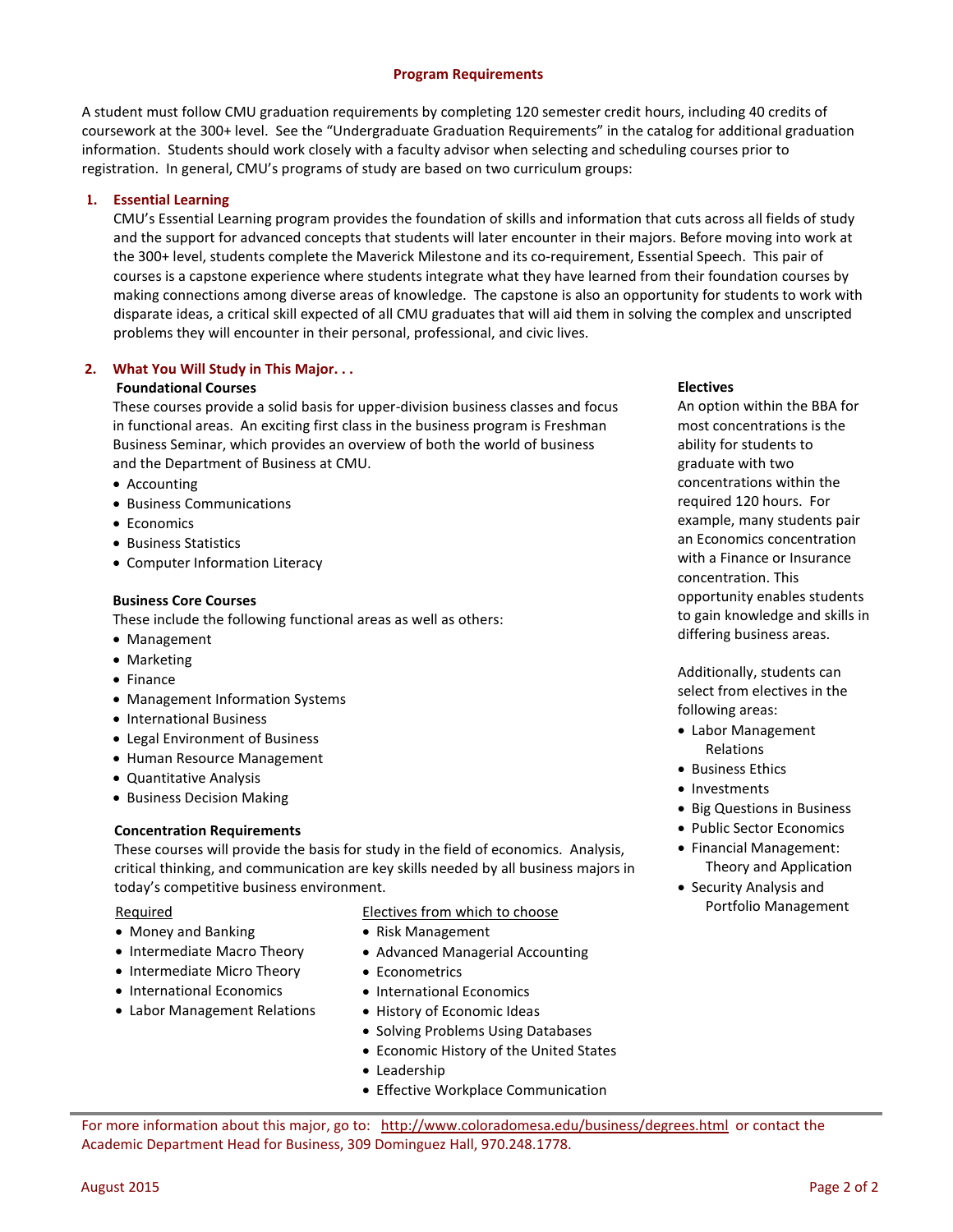## Program Requirements

A student must follow CMU graduation requirements by completing 120 semester credit hours, including 40 credits of coursework at the 300+ level. See the "Undergraduate Graduation Requirements" in the catalog for additional graduation information. Students should work closely with a faculty advisor when selecting and scheduling courses prior to registration. In general, CMU's programs of study are based on two curriculum groups:

### 1. Essential Learning

CMU's Essential Learning program provides the foundation of skills and information that cuts across all fields of study and the support for advanced concepts that students will later encounter in their majors. Before moving into work at the 300+ level, students complete the Maverick Milestone and its co-requirement, Essential Speech. This pair of courses is a capstone experience where students integrate what they have learned from their foundation courses by making connections among diverse areas of knowledge. The capstone is also an opportunity for students to work with disparate ideas, a critical skill expected of all CMU graduates that will aid them in solving the complex and unscripted problems they will encounter in their personal, professional, and civic lives.

### 2. What You Will Study in This Major. . .

**Foundational Courses**

These courses provide a solid basis for upper-division business classes and focus in functional areas. An exciting first class in the business program is Freshman Business Seminar, which provides an overview of both the world of business and the Department of Business at CMU.

- Accounting
- Business Communications
- Economics
- Business Statistics
- Computer Information Literacy

**Business Core Courses**

These include the following functional areas as well as others:

- Management
- Marketing
- Finance
- Management Information Systems
- International Business
- Legal Environment of Business
- Human Resource Management
- Quantitative Analysis
- Business Decision Making

**Concentration Requirements**

These courses will provide the basis for study in the field of economics. Analysis, critical thinking, and communication are key skills needed by all business majors in today's competitive business environment.

Required

- Money and Banking
- Intermediate Macro Theory
- Intermediate Micro Theory
- International Economics
- Labor Management Relations

Electives from which to choose

- Risk Management
- Advanced Managerial Accounting
- Econometrics
- International Economics
- History of Economic Ideas
- Solving Problems Using Databases
- Economic History of the United States
- Leadership
- Effective Workplace Communication

**Electives**

An option within the BBA for most concentrations is the ability for students to graduate with two concentrations within the required 120 hours. For example, many students pair an Economics concentration with a Finance or Insurance concentration. This opportunity enables students to gain knowledge and skills in differing business areas.

Additionally, students can select from electives in the following areas:

- Labor Management Relations
- Business Ethics
- Investments
- Big Questions in Business
- Public Sector Economics
- Financial Management: Theory and Application
- Security Analysis and Portfolio Management

For more information about this major, go to: http://www.coloradomesa.edu/business/degrees.html or contact the Academic Department Head for Business, 309 Dominguez Hall, 970.248.1778.

August 2015